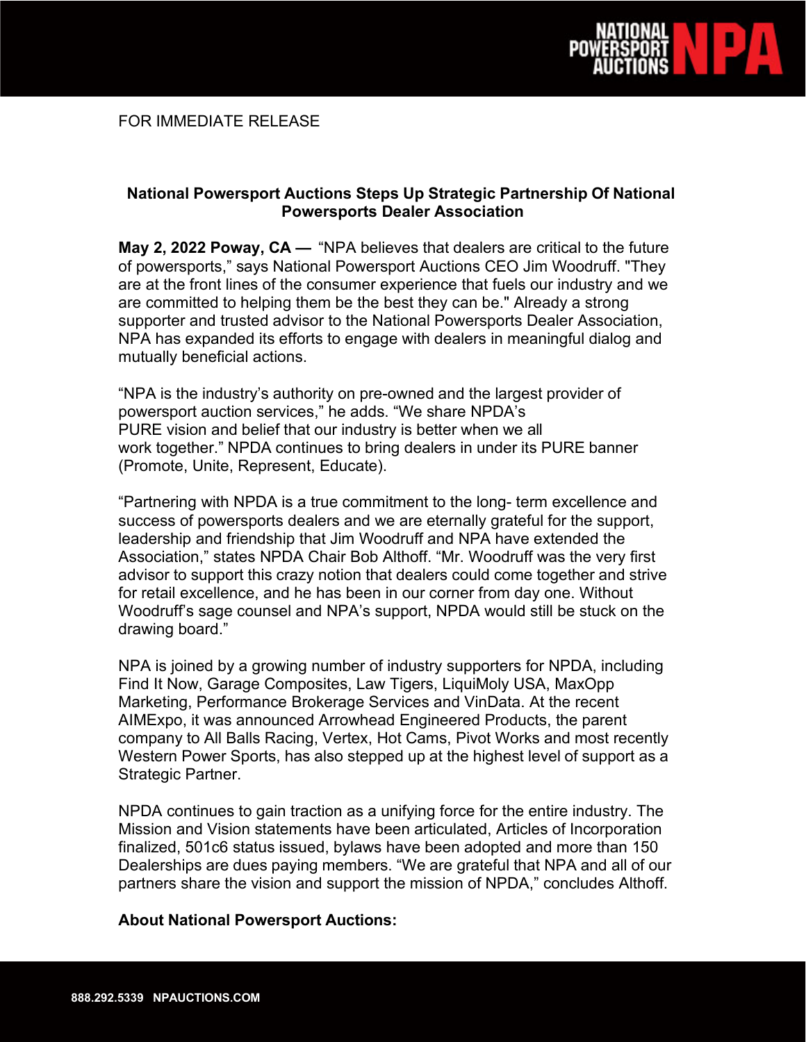FOR IMMEDIATE RELEASE

## National Powersport Auctions Steps Up Strategic Partnership Of National Powersports Dealer Association

**May 2, 2022 Poway, CA —** "NPA believes that dealers are critical to the future of powersports," says National Powersport Auctions CEO Jim Woodruff. "They are at the front lines of the consumer experience that fuels our industry and we are committed to helping them be the best they can be." Already a strong supporter and trusted advisor to the National Powersports Dealer Association, NPA has expanded its efforts to engage with dealers in meaningful dialog and mutually beneficial actions.

"NPA is the industry's authority on pre-owned and the largest provider of powersport auction services," he adds. "We share NPDA's PURE vision and belief that our industry is better when we all work together." NPDA continues to bring dealers in under its PURE banner (Promote, Unite, Represent, Educate).

"Partnering with NPDA is a true commitment to the long- term excellence and success of powersports dealers and we are eternally grateful for the support, leadership and friendship that Jim Woodruff and NPA have extended the Association," states NPDA Chair Bob Althoff. "Mr. Woodruff was the very first advisor to support this crazy notion that dealers could come together and strive for retail excellence, and he has been in our corner from day one. Without Woodruff's sage counsel and NPA's support, NPDA would still be stuck on the drawing board."

NPA is joined by a growing number of industry supporters for NPDA, including Find It Now, Garage Composites, Law Tigers, LiquiMoly USA, MaxOpp Marketing, Performance Brokerage Services and VinData. At the recent AIMExpo, it was announced Arrowhead Engineered Products, the parent company to All Balls Racing, Vertex, Hot Cams, Pivot Works and most recently Western Power Sports, has also stepped up at the highest level of support as a Strategic Partner.

NPDA continues to gain traction as a unifying force for the entire industry. The Mission and Vision statements have been articulated, Articles of Incorporation finalized, 501c6 status issued, bylaws have been adopted and more than 150 Dealerships are dues paying members. "We are grateful that NPA and all of our partners share the vision and support the mission of NPDA," concludes Althoff.

**About National Powersport Auctions:**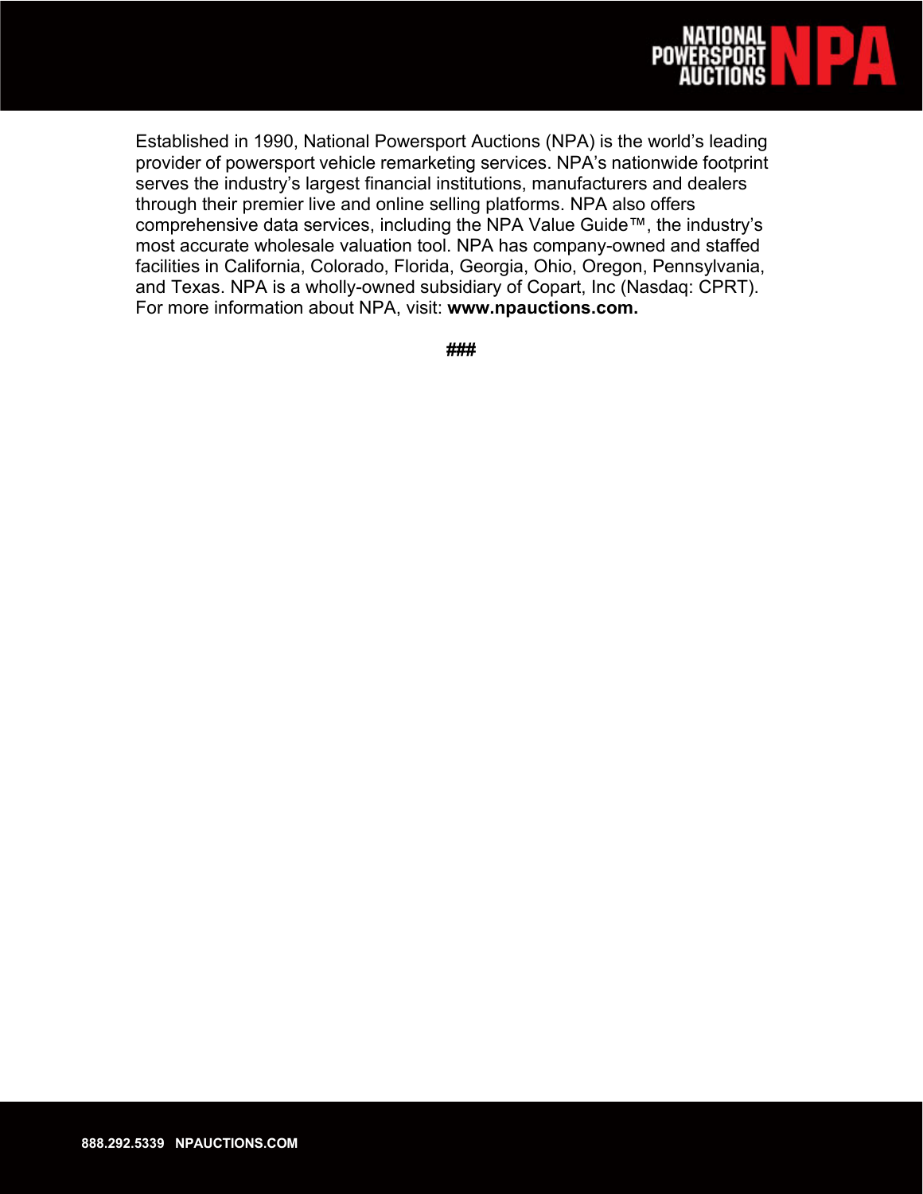Established in 1990, National Powersport Auctions (NPA) is the world's leading provider of powersport vehicle remarketing services. NPA's nationwide footprint serves the industry's largest financial institutions, manufacturers and dealers through their premier live and online selling platforms. NPA also offers comprehensive data services, including the NPA Value Guide™, the industry's most accurate wholesale valuation tool. NPA has company-owned and staffed facilities in California, Colorado, Florida, Georgia, Ohio, Oregon, Pennsylvania, and Texas. NPA is a wholly-owned subsidiary of Copart, Inc (Nasdaq: CPRT). For more information about NPA, visit: **www.npauctions.com.**

**###**